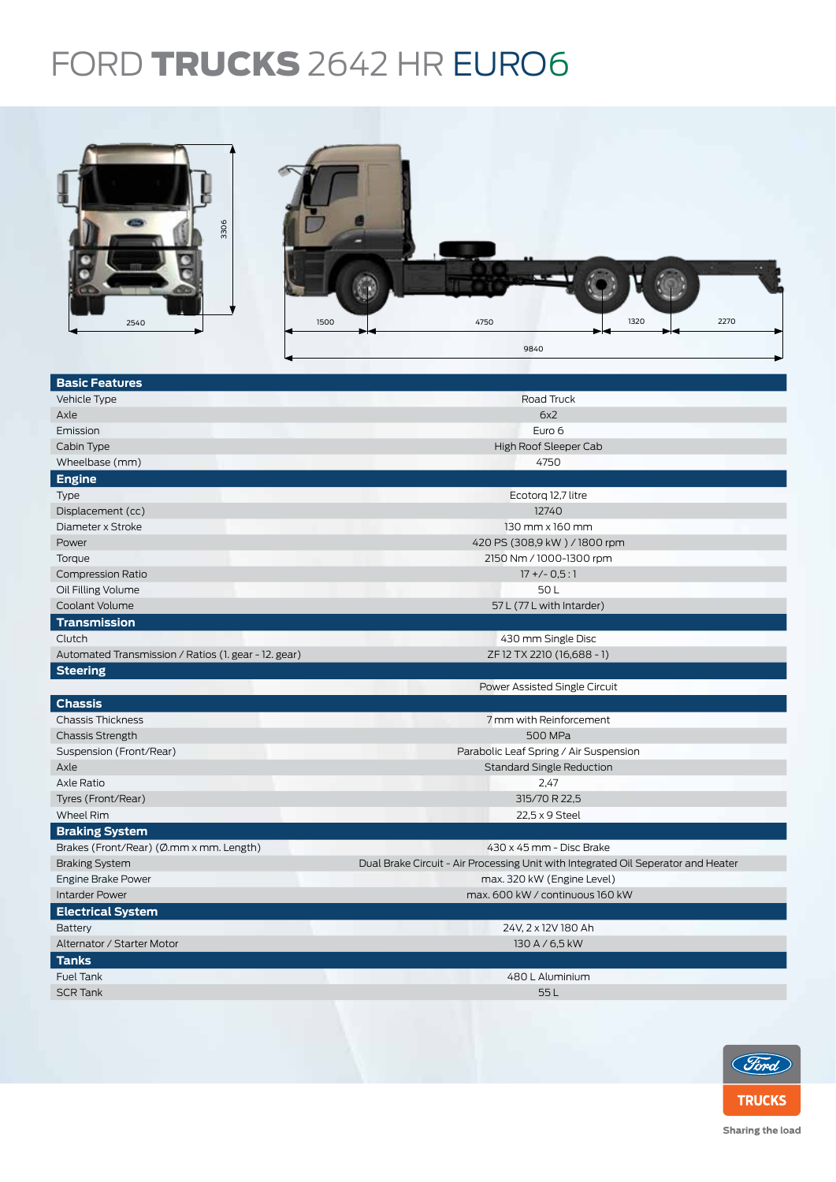# FORD TRUCKS 2642 HR EURO6

2540 | 3306 | 1500 | 4750 | 1320 | 2270 | 9840

| **Basic Features** | |
|---|---|
| Vehicle Type | Road Truck |
| Axle | 6x2 |
| Emission | Euro 6 |
| Cabin Type | High Roof Sleeper Cab |
| Wheelbase (mm) | 4750 |
| **Engine** | |
| Type | Ecotorq 12,7 litre |
| Displacement (cc) | 12740 |
| Diameter x Stroke | 130 mm x 160 mm |
| Power | 420 PS (308,9 kW ) / 1800 rpm |
| Torque | 2150 Nm / 1000-1300 rpm |
| Compression Ratio | 17 +/- 0,5 : 1 |
| Oil Filling Volume | 50 L |
| Coolant Volume | 57 L (77 L with Intarder) |
| **Transmission** | |
| Clutch | 430 mm Single Disc |
| Automated Transmission / Ratios (1. gear - 12. gear) | ZF 12 TX 2210 (16,688 - 1) |
| **Steering** | |
| | Power Assisted Single Circuit |
| **Chassis** | |
| Chassis Thickness | 7 mm with Reinforcement |
| Chassis Strength | 500 MPa |
| Suspension (Front/Rear) | Parabolic Leaf Spring / Air Suspension |
| Axle | Standard Single Reduction |
| Axle Ratio | 2,47 |
| Tyres (Front/Rear) | 315/70 R 22,5 |
| Wheel Rim | 22,5 x 9 Steel |
| **Braking System** | |
| Brakes (Front/Rear) (Ø.mm x mm. Length) | 430 x 45 mm - Disc Brake |
| Braking System | Dual Brake Circuit - Air Processing Unit with Integrated Oil Seperator and Heater |
| Engine Brake Power | max. 320 kW (Engine Level) |
| Intarder Power | max. 600 kW / continuous 160 kW |
| **Electrical System** | |
| Battery | 24V, 2 x 12V 180 Ah |
| Alternator / Starter Motor | 130 A / 6,5 kW |
| **Tanks** | |
| Fuel Tank | 480 L Aluminium |
| SCR Tank | 55 L |

Ford TRUCKS

Sharing the load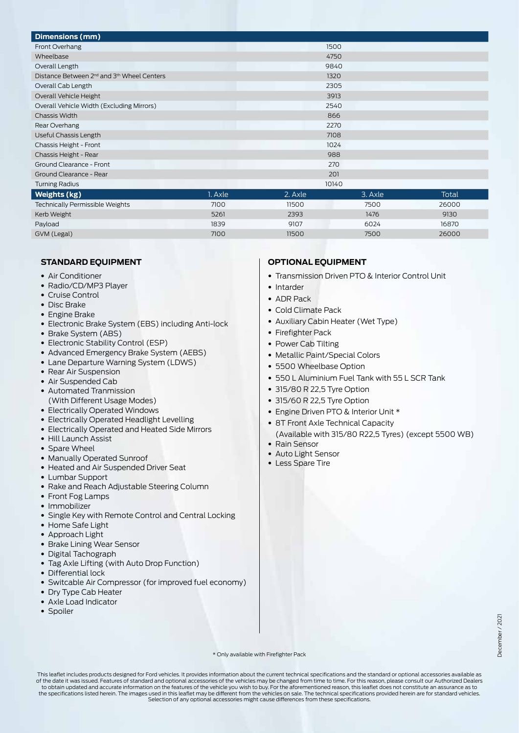| Dimensions (mm) | | | | |
|---|---|---|---|---|
| Front Overhang | 1500 | | | |
| Wheelbase | 4750 | | | |
| Overall Length | 9840 | | | |
| Distance Between 2nd and 3th Wheel Centers | 1320 | | | |
| Overall Cab Length | 2305 | | | |
| Overall Vehicle Height | 3913 | | | |
| Overall Vehicle Width (Excluding Mirrors) | 2540 | | | |
| Chassis Width | 866 | | | |
| Rear Overhang | 2270 | | | |
| Useful Chassis Length | 7108 | | | |
| Chassis Height - Front | 1024 | | | |
| Chassis Height - Rear | 988 | | | |
| Ground Clearance - Front | 270 | | | |
| Ground Clearance - Rear | 201 | | | |
| Turning Radius | 10140 | | | |
| **Weights (kg)** | **1. Axle** | **2. Axle** | **3. Axle** | **Total** |
| Technically Permissible Weights | 7100 | 11500 | 7500 | 26000 |
| Kerb Weight | 5261 | 2393 | 1476 | 9130 |
| Payload | 1839 | 9107 | 6024 | 16870 |
| GVM (Legal) | 7100 | 11500 | 7500 | 26000 |

## STANDARD EQUIPMENT

- Air Conditioner
- Radio/CD/MP3 Player
- Cruise Control
- Disc Brake
- Engine Brake
- Electronic Brake System (EBS) including Anti-lock
- Brake System (ABS)
- Electronic Stability Control (ESP)
- Advanced Emergency Brake System (AEBS)
- Lane Departure Warning System (LDWS)
- Rear Air Suspension
- Air Suspended Cab
- Automated Tranmission (With Different Usage Modes)
- Electrically Operated Windows
- Electrically Operated Headlight Levelling
- Electrically Operated and Heated Side Mirrors
- Hill Launch Assist
- Spare Wheel
- Manually Operated Sunroof
- Heated and Air Suspended Driver Seat
- Lumbar Support
- Rake and Reach Adjustable Steering Column
- Front Fog Lamps
- Immobilizer
- Single Key with Remote Control and Central Locking
- Home Safe Light
- Approach Light
- Brake Lining Wear Sensor
- Digital Tachograph
- Tag Axle Lifting (with Auto Drop Function)
- Differential lock
- Switcable Air Compressor (for improved fuel economy)
- Dry Type Cab Heater
- Axle Load Indicator
- Spoiler

## OPTIONAL EQUIPMENT

- Transmission Driven PTO & Interior Control Unit
- Intarder
- ADR Pack
- Cold Climate Pack
- Auxiliary Cabin Heater (Wet Type)
- Firefighter Pack
- Power Cab Tilting
- Metallic Paint/Special Colors
- 5500 Wheelbase Option
- 550 L Aluminium Fuel Tank with 55 L SCR Tank
- 315/80 R 22,5 Tyre Option
- 315/60 R 22,5 Tyre Option
- Engine Driven PTO & Interior Unit *
- 8T Front Axle Technical Capacity (Available with 315/80 R22,5 Tyres) (except 5500 WB)
- Rain Sensor
- Auto Light Sensor
- Less Spare Tire

* Only available with Firefighter Pack

This leaflet includes products designed for Ford vehicles. It provides information about the current technical specifications and the standard or optional accessories available as of the date it was issued. Features of standard and optional accessories of the vehicles may be changed from time to time. For this reason, please consult our Authorized Dealers to obtain updated and accurate information on the features of the vehicle you wish to buy. For the aforementioned reason, this leaflet does not constitute an assurance as to the specifications listed herein. The images used in this leaflet may be different from the vehicles on sale. The technical specifications provided herein are for standard vehicles. Selection of any optional accessories might cause differences from these specifications.

December / 2021